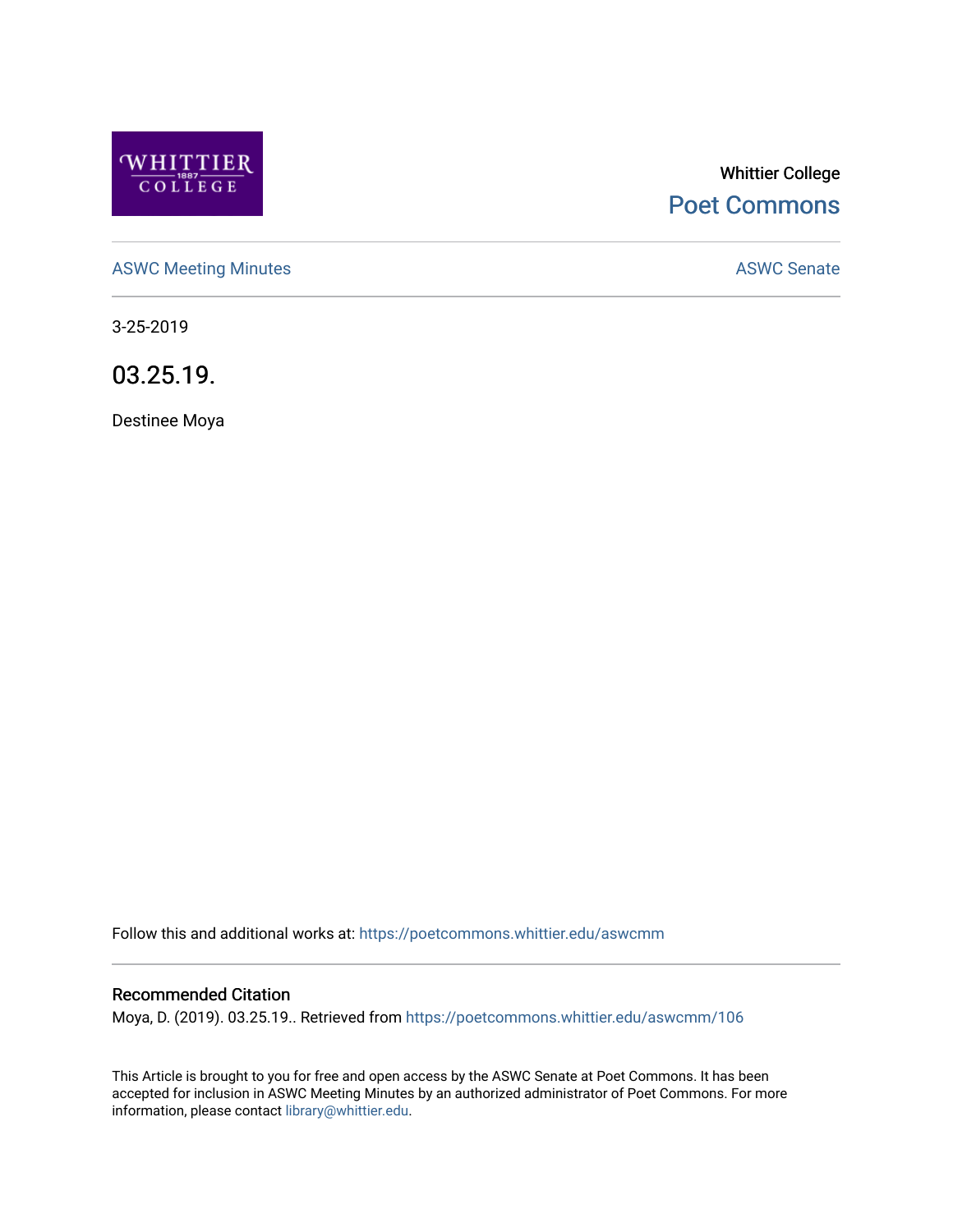Whittier College

Poet Commons

ASWC Meeting Minutes

ASWC Senate

3-25-2019

# 03.25.19.

Destinee Moya

Follow this and additional works at: https://poetcommons.whittier.edu/aswcmm

## Recommended Citation

Moya, D. (2019). 03.25.19.. Retrieved from https://poetcommons.whittier.edu/aswcmm/106

This Article is brought to you for free and open access by the ASWC Senate at Poet Commons. It has been accepted for inclusion in ASWC Meeting Minutes by an authorized administrator of Poet Commons. For more information, please contact library@whittier.edu.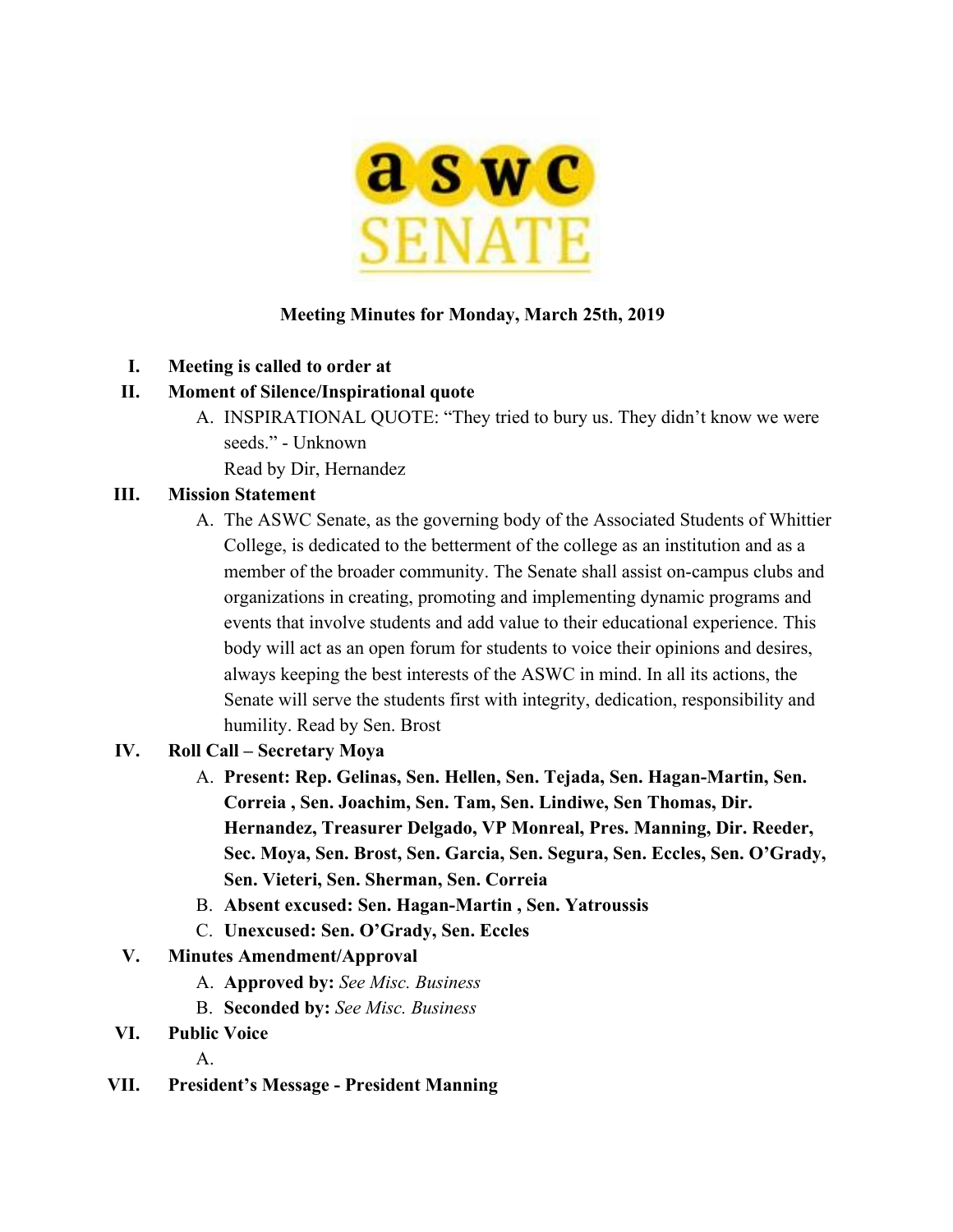**Meeting Minutes for Monday, March 25th, 2019**

I. **Meeting is called to order at**

II. **Moment of Silence/Inspirational quote**
   A. INSPIRATIONAL QUOTE: "They tried to bury us. They didn't know we were seeds." - Unknown
      Read by Dir, Hernandez

III. **Mission Statement**
   A. The ASWC Senate, as the governing body of the Associated Students of Whittier College, is dedicated to the betterment of the college as an institution and as a member of the broader community. The Senate shall assist on-campus clubs and organizations in creating, promoting and implementing dynamic programs and events that involve students and add value to their educational experience. This body will act as an open forum for students to voice their opinions and desires, always keeping the best interests of the ASWC in mind. In all its actions, the Senate will serve the students first with integrity, dedication, responsibility and humility. Read by Sen. Brost

IV. **Roll Call – Secretary Moya**
   A. **Present: Rep. Gelinas, Sen. Hellen, Sen. Tejada, Sen. Hagan-Martin, Sen. Correia , Sen. Joachim, Sen. Tam, Sen. Lindiwe, Sen Thomas, Dir. Hernandez, Treasurer Delgado, VP Monreal, Pres. Manning, Dir. Reeder, Sec. Moya, Sen. Brost, Sen. Garcia, Sen. Segura, Sen. Eccles, Sen. O'Grady, Sen. Vieteri, Sen. Sherman, Sen. Correia**
   B. **Absent excused: Sen. Hagan-Martin , Sen. Yatroussis**
   C. **Unexcused: Sen. O'Grady, Sen. Eccles**

V. **Minutes Amendment/Approval**
   A. **Approved by:** *See Misc. Business*
   B. **Seconded by:** *See Misc. Business*

VI. **Public Voice**
   A.

VII. **President's Message - President Manning**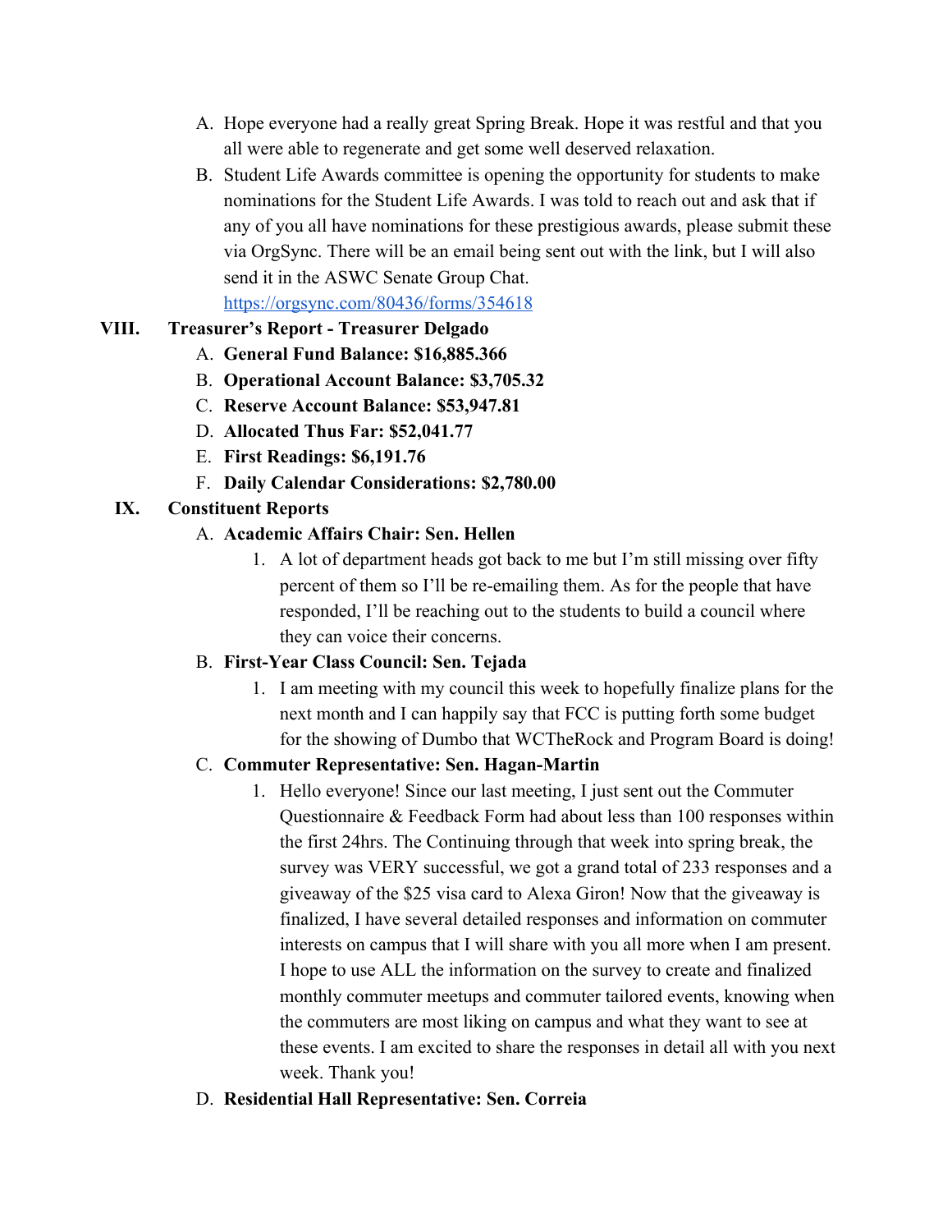A. Hope everyone had a really great Spring Break. Hope it was restful and that you all were able to regenerate and get some well deserved relaxation.

B. Student Life Awards committee is opening the opportunity for students to make nominations for the Student Life Awards. I was told to reach out and ask that if any of you all have nominations for these prestigious awards, please submit these via OrgSync. There will be an email being sent out with the link, but I will also send it in the ASWC Senate Group Chat. https://orgsync.com/80436/forms/354618

## VIII. Treasurer's Report - Treasurer Delgado

A. **General Fund Balance: $16,885.366**

B. **Operational Account Balance: $3,705.32**

C. **Reserve Account Balance: $53,947.81**

D. **Allocated Thus Far: $52,041.77**

E. **First Readings: $6,191.76**

F. **Daily Calendar Considerations: $2,780.00**

## IX. Constituent Reports

A. **Academic Affairs Chair: Sen. Hellen**

1. A lot of department heads got back to me but I'm still missing over fifty percent of them so I'll be re-emailing them. As for the people that have responded, I'll be reaching out to the students to build a council where they can voice their concerns.

B. **First-Year Class Council: Sen. Tejada**

1. I am meeting with my council this week to hopefully finalize plans for the next month and I can happily say that FCC is putting forth some budget for the showing of Dumbo that WCTheRock and Program Board is doing!

C. **Commuter Representative: Sen. Hagan-Martin**

1. Hello everyone! Since our last meeting, I just sent out the Commuter Questionnaire & Feedback Form had about less than 100 responses within the first 24hrs. The Continuing through that week into spring break, the survey was VERY successful, we got a grand total of 233 responses and a giveaway of the $25 visa card to Alexa Giron! Now that the giveaway is finalized, I have several detailed responses and information on commuter interests on campus that I will share with you all more when I am present. I hope to use ALL the information on the survey to create and finalized monthly commuter meetups and commuter tailored events, knowing when the commuters are most liking on campus and what they want to see at these events. I am excited to share the responses in detail all with you next week. Thank you!

D. **Residential Hall Representative: Sen. Correia**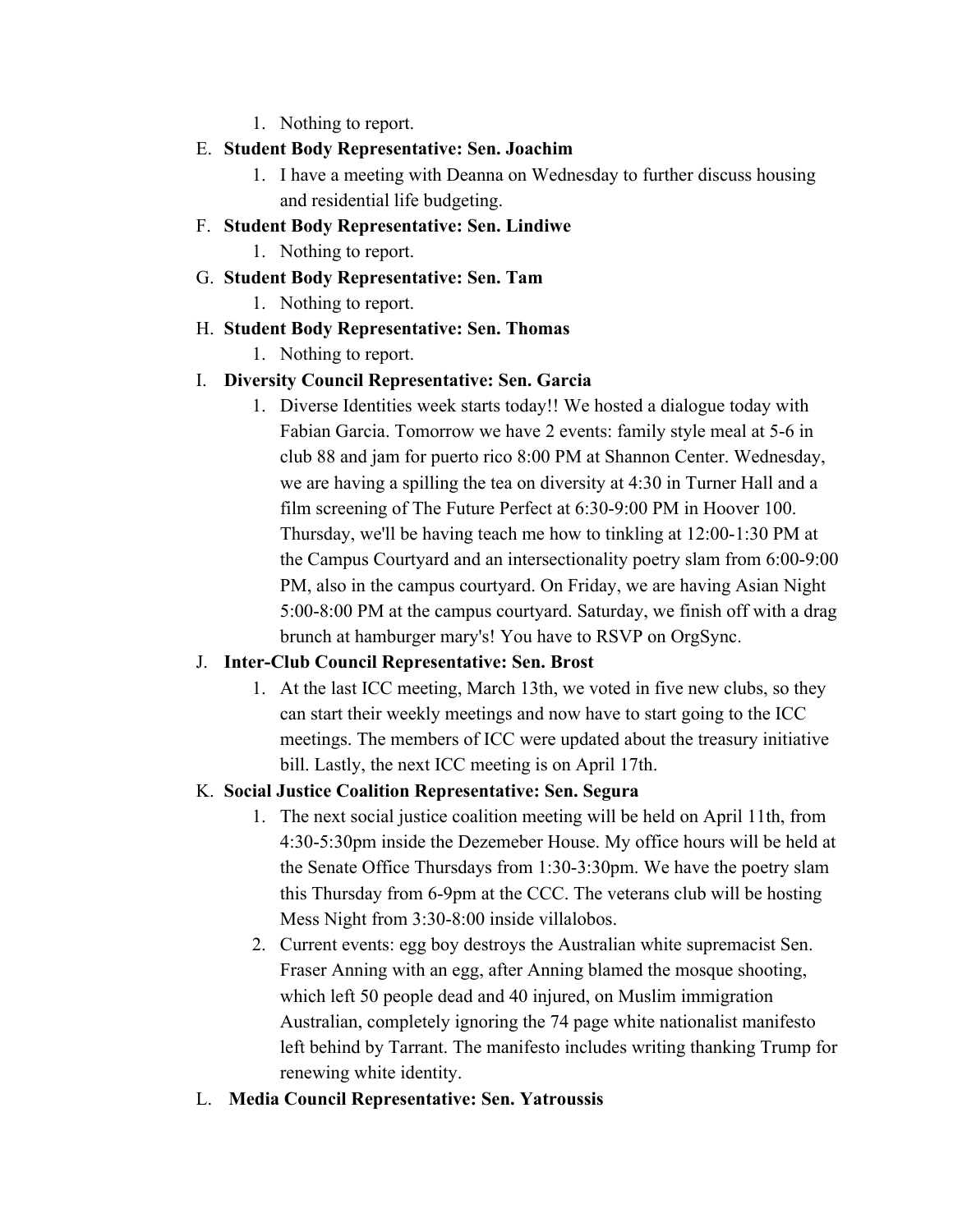1. Nothing to report.

E. **Student Body Representative: Sen. Joachim**
   1. I have a meeting with Deanna on Wednesday to further discuss housing and residential life budgeting.

F. **Student Body Representative: Sen. Lindiwe**
   1. Nothing to report.

G. **Student Body Representative: Sen. Tam**
   1. Nothing to report.

H. **Student Body Representative: Sen. Thomas**
   1. Nothing to report.

I. **Diversity Council Representative: Sen. Garcia**
   1. Diverse Identities week starts today!! We hosted a dialogue today with Fabian Garcia. Tomorrow we have 2 events: family style meal at 5-6 in club 88 and jam for puerto rico 8:00 PM at Shannon Center. Wednesday, we are having a spilling the tea on diversity at 4:30 in Turner Hall and a film screening of The Future Perfect at 6:30-9:00 PM in Hoover 100. Thursday, we'll be having teach me how to tinkling at 12:00-1:30 PM at the Campus Courtyard and an intersectionality poetry slam from 6:00-9:00 PM, also in the campus courtyard. On Friday, we are having Asian Night 5:00-8:00 PM at the campus courtyard. Saturday, we finish off with a drag brunch at hamburger mary's! You have to RSVP on OrgSync.

J. **Inter-Club Council Representative: Sen. Brost**
   1. At the last ICC meeting, March 13th, we voted in five new clubs, so they can start their weekly meetings and now have to start going to the ICC meetings. The members of ICC were updated about the treasury initiative bill. Lastly, the next ICC meeting is on April 17th.

K. **Social Justice Coalition Representative: Sen. Segura**
   1. The next social justice coalition meeting will be held on April 11th, from 4:30-5:30pm inside the Dezemeber House. My office hours will be held at the Senate Office Thursdays from 1:30-3:30pm. We have the poetry slam this Thursday from 6-9pm at the CCC. The veterans club will be hosting Mess Night from 3:30-8:00 inside villalobos.
   2. Current events: egg boy destroys the Australian white supremacist Sen. Fraser Anning with an egg, after Anning blamed the mosque shooting, which left 50 people dead and 40 injured, on Muslim immigration Australian, completely ignoring the 74 page white nationalist manifesto left behind by Tarrant. The manifesto includes writing thanking Trump for renewing white identity.

L. **Media Council Representative: Sen. Yatroussis**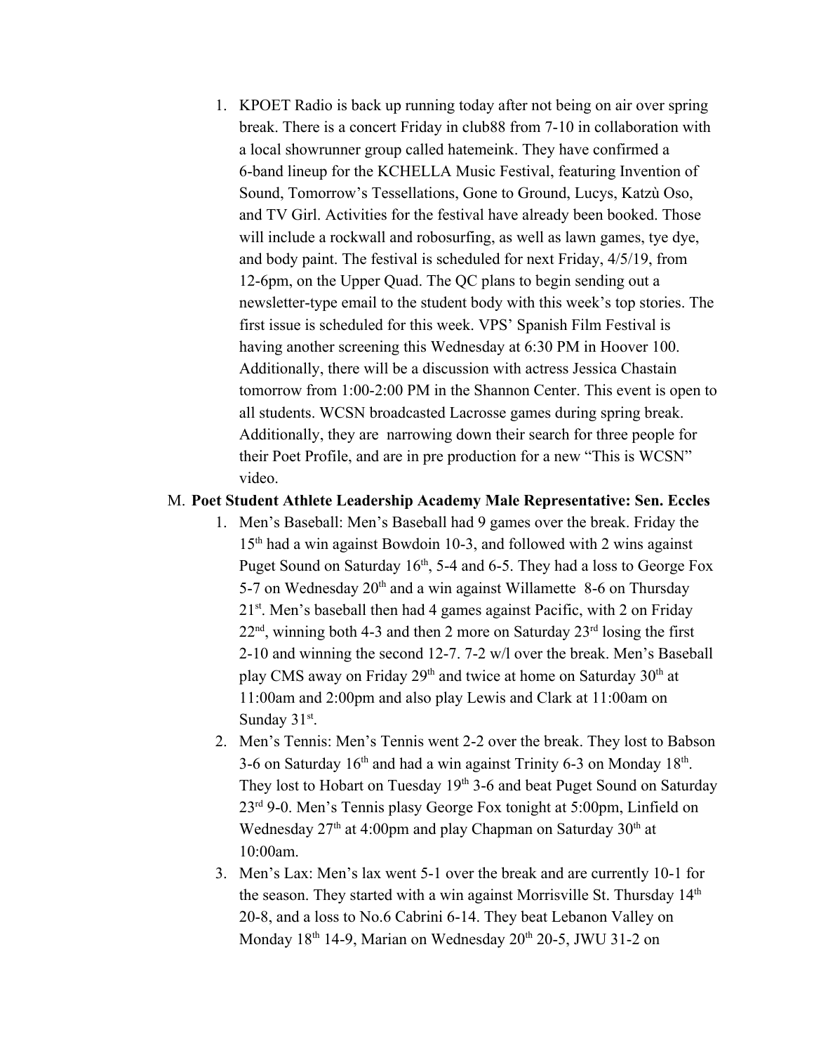1. KPOET Radio is back up running today after not being on air over spring break. There is a concert Friday in club88 from 7-10 in collaboration with a local showrunner group called hatemeink. They have confirmed a 6-band lineup for the KCHELLA Music Festival, featuring Invention of Sound, Tomorrow's Tessellations, Gone to Ground, Lucys, Katzù Oso, and TV Girl. Activities for the festival have already been booked. Those will include a rockwall and robosurfing, as well as lawn games, tye dye, and body paint. The festival is scheduled for next Friday, 4/5/19, from 12-6pm, on the Upper Quad. The QC plans to begin sending out a newsletter-type email to the student body with this week's top stories. The first issue is scheduled for this week. VPS' Spanish Film Festival is having another screening this Wednesday at 6:30 PM in Hoover 100. Additionally, there will be a discussion with actress Jessica Chastain tomorrow from 1:00-2:00 PM in the Shannon Center. This event is open to all students. WCSN broadcasted Lacrosse games during spring break. Additionally, they are narrowing down their search for three people for their Poet Profile, and are in pre production for a new "This is WCSN" video.

M. **Poet Student Athlete Leadership Academy Male Representative: Sen. Eccles**

1. Men's Baseball: Men's Baseball had 9 games over the break. Friday the 15th had a win against Bowdoin 10-3, and followed with 2 wins against Puget Sound on Saturday 16th, 5-4 and 6-5. They had a loss to George Fox 5-7 on Wednesday 20th and a win against Willamette 8-6 on Thursday 21st. Men's baseball then had 4 games against Pacific, with 2 on Friday 22nd, winning both 4-3 and then 2 more on Saturday 23rd losing the first 2-10 and winning the second 12-7. 7-2 w/l over the break. Men's Baseball play CMS away on Friday 29th and twice at home on Saturday 30th at 11:00am and 2:00pm and also play Lewis and Clark at 11:00am on Sunday 31st.
2. Men's Tennis: Men's Tennis went 2-2 over the break. They lost to Babson 3-6 on Saturday 16th and had a win against Trinity 6-3 on Monday 18th. They lost to Hobart on Tuesday 19th 3-6 and beat Puget Sound on Saturday 23rd 9-0. Men's Tennis plasy George Fox tonight at 5:00pm, Linfield on Wednesday 27th at 4:00pm and play Chapman on Saturday 30th at 10:00am.
3. Men's Lax: Men's lax went 5-1 over the break and are currently 10-1 for the season. They started with a win against Morrisville St. Thursday 14th 20-8, and a loss to No.6 Cabrini 6-14. They beat Lebanon Valley on Monday 18th 14-9, Marian on Wednesday 20th 20-5, JWU 31-2 on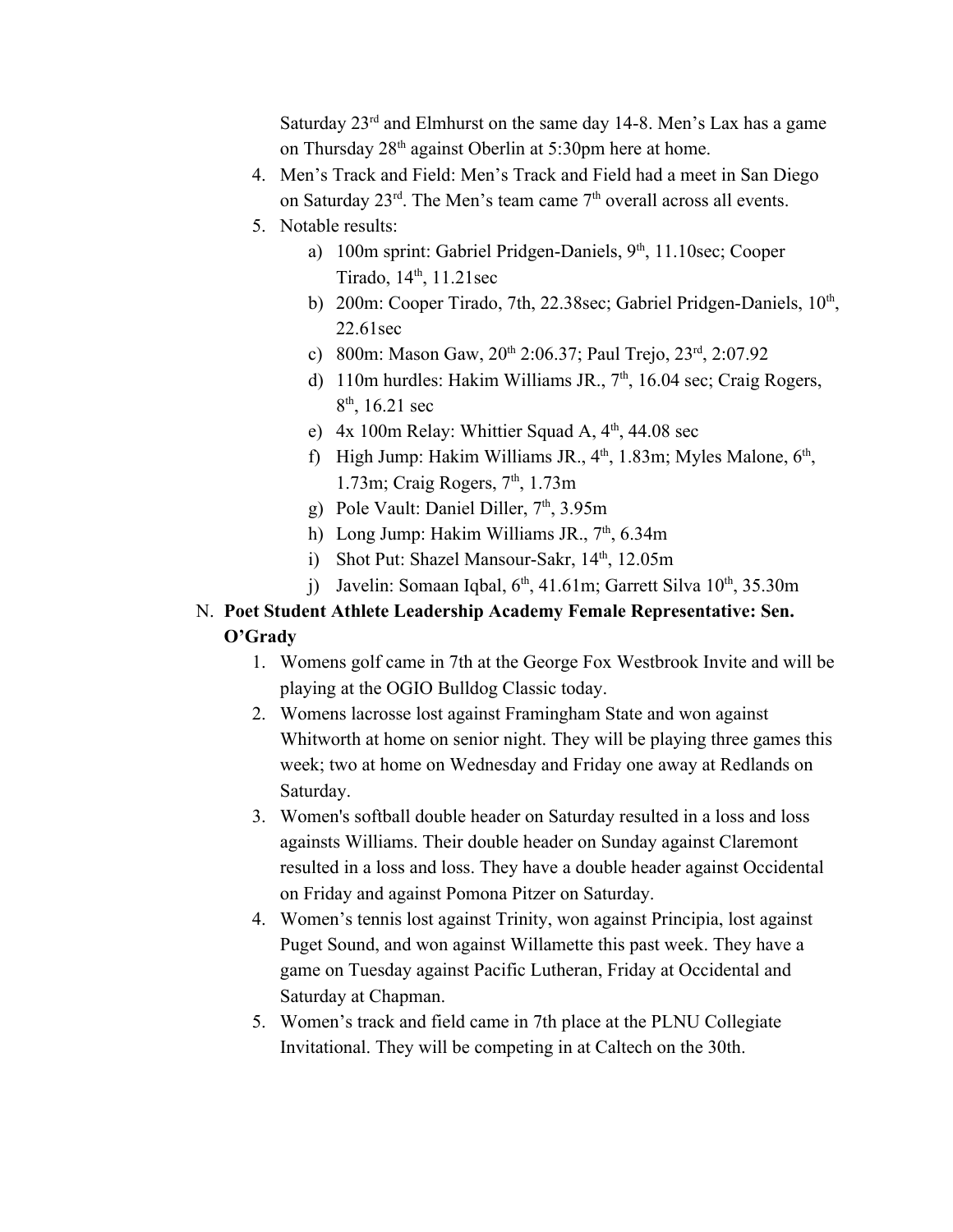Saturday 23rd and Elmhurst on the same day 14-8. Men's Lax has a game on Thursday 28th against Oberlin at 5:30pm here at home.

4. Men's Track and Field: Men's Track and Field had a meet in San Diego on Saturday 23rd. The Men's team came 7th overall across all events.
5. Notable results:
   a) 100m sprint: Gabriel Pridgen-Daniels, 9th, 11.10sec; Cooper Tirado, 14th, 11.21sec
   b) 200m: Cooper Tirado, 7th, 22.38sec; Gabriel Pridgen-Daniels, 10th, 22.61sec
   c) 800m: Mason Gaw, 20th 2:06.37; Paul Trejo, 23rd, 2:07.92
   d) 110m hurdles: Hakim Williams JR., 7th, 16.04 sec; Craig Rogers, 8th, 16.21 sec
   e) 4x 100m Relay: Whittier Squad A, 4th, 44.08 sec
   f) High Jump: Hakim Williams JR., 4th, 1.83m; Myles Malone, 6th, 1.73m; Craig Rogers, 7th, 1.73m
   g) Pole Vault: Daniel Diller, 7th, 3.95m
   h) Long Jump: Hakim Williams JR., 7th, 6.34m
   i) Shot Put: Shazel Mansour-Sakr, 14th, 12.05m
   j) Javelin: Somaan Iqbal, 6th, 41.61m; Garrett Silva 10th, 35.30m

N. **Poet Student Athlete Leadership Academy Female Representative: Sen. O'Grady**

1. Womens golf came in 7th at the George Fox Westbrook Invite and will be playing at the OGIO Bulldog Classic today.
2. Womens lacrosse lost against Framingham State and won against Whitworth at home on senior night. They will be playing three games this week; two at home on Wednesday and Friday one away at Redlands on Saturday.
3. Women's softball double header on Saturday resulted in a loss and loss againsts Williams. Their double header on Sunday against Claremont resulted in a loss and loss. They have a double header against Occidental on Friday and against Pomona Pitzer on Saturday.
4. Women's tennis lost against Trinity, won against Principia, lost against Puget Sound, and won against Willamette this past week. They have a game on Tuesday against Pacific Lutheran, Friday at Occidental and Saturday at Chapman.
5. Women's track and field came in 7th place at the PLNU Collegiate Invitational. They will be competing in at Caltech on the 30th.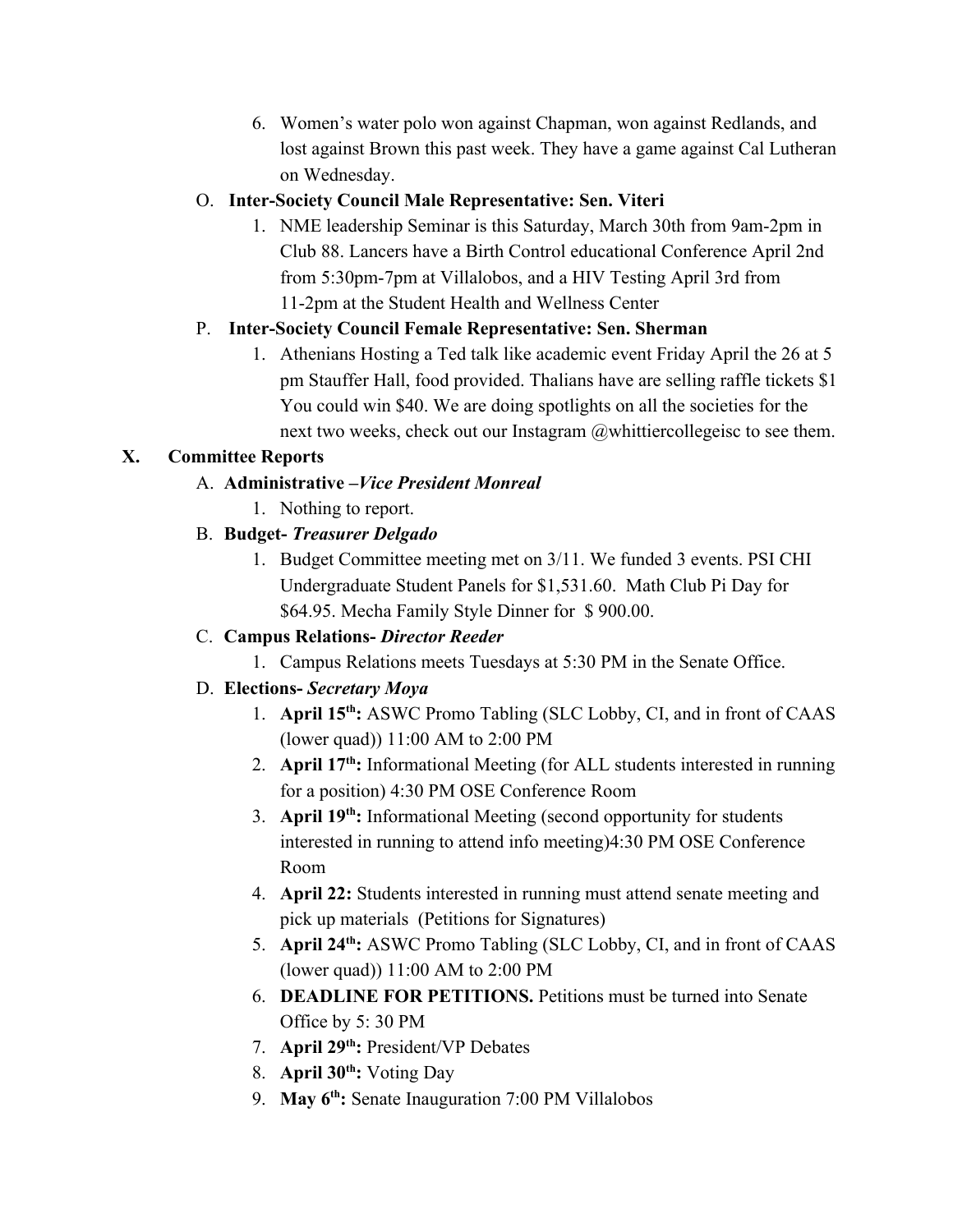6. Women's water polo won against Chapman, won against Redlands, and lost against Brown this past week. They have a game against Cal Lutheran on Wednesday.

O. **Inter-Society Council Male Representative: Sen. Viteri**

1. NME leadership Seminar is this Saturday, March 30th from 9am-2pm in Club 88. Lancers have a Birth Control educational Conference April 2nd from 5:30pm-7pm at Villalobos, and a HIV Testing April 3rd from 11-2pm at the Student Health and Wellness Center

P. **Inter-Society Council Female Representative: Sen. Sherman**

1. Athenians Hosting a Ted talk like academic event Friday April the 26 at 5 pm Stauffer Hall, food provided. Thalians have are selling raffle tickets $1 You could win $40. We are doing spotlights on all the societies for the next two weeks, check out our Instagram @whittiercollegeisc to see them.

## X. Committee Reports

A. **Administrative –*Vice President Monreal***

1. Nothing to report.

B. **Budget- *Treasurer Delgado***

1. Budget Committee meeting met on 3/11. We funded 3 events. PSI CHI Undergraduate Student Panels for $1,531.60. Math Club Pi Day for $64.95. Mecha Family Style Dinner for $ 900.00.

C. **Campus Relations- *Director Reeder***

1. Campus Relations meets Tuesdays at 5:30 PM in the Senate Office.

D. **Elections- *Secretary Moya***

1. **April 15th:** ASWC Promo Tabling (SLC Lobby, CI, and in front of CAAS (lower quad)) 11:00 AM to 2:00 PM
2. **April 17th:** Informational Meeting (for ALL students interested in running for a position) 4:30 PM OSE Conference Room
3. **April 19th:** Informational Meeting (second opportunity for students interested in running to attend info meeting)4:30 PM OSE Conference Room
4. **April 22:** Students interested in running must attend senate meeting and pick up materials (Petitions for Signatures)
5. **April 24th:** ASWC Promo Tabling (SLC Lobby, CI, and in front of CAAS (lower quad)) 11:00 AM to 2:00 PM
6. **DEADLINE FOR PETITIONS.** Petitions must be turned into Senate Office by 5: 30 PM
7. **April 29th:** President/VP Debates
8. **April 30th:** Voting Day
9. **May 6th:** Senate Inauguration 7:00 PM Villalobos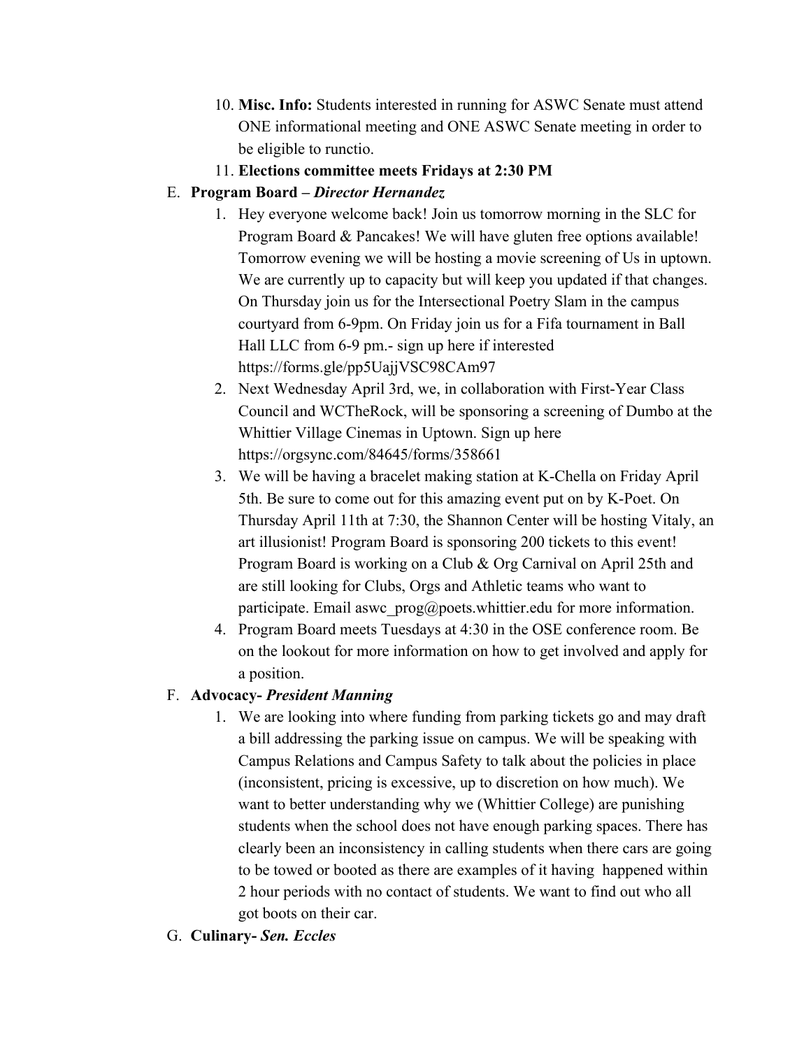10. **Misc. Info:** Students interested in running for ASWC Senate must attend ONE informational meeting and ONE ASWC Senate meeting in order to be eligible to runctio.
11. **Elections committee meets Fridays at 2:30 PM**

E. **Program Board –** ***Director Hernandez***

1. Hey everyone welcome back! Join us tomorrow morning in the SLC for Program Board & Pancakes! We will have gluten free options available! Tomorrow evening we will be hosting a movie screening of Us in uptown. We are currently up to capacity but will keep you updated if that changes. On Thursday join us for the Intersectional Poetry Slam in the campus courtyard from 6-9pm. On Friday join us for a Fifa tournament in Ball Hall LLC from 6-9 pm.- sign up here if interested https://forms.gle/pp5UajjVSC98CAm97
2. Next Wednesday April 3rd, we, in collaboration with First-Year Class Council and WCTheRock, will be sponsoring a screening of Dumbo at the Whittier Village Cinemas in Uptown. Sign up here https://orgsync.com/84645/forms/358661
3. We will be having a bracelet making station at K-Chella on Friday April 5th. Be sure to come out for this amazing event put on by K-Poet. On Thursday April 11th at 7:30, the Shannon Center will be hosting Vitaly, an art illusionist! Program Board is sponsoring 200 tickets to this event! Program Board is working on a Club & Org Carnival on April 25th and are still looking for Clubs, Orgs and Athletic teams who want to participate. Email aswc_prog@poets.whittier.edu for more information.
4. Program Board meets Tuesdays at 4:30 in the OSE conference room. Be on the lookout for more information on how to get involved and apply for a position.

F. **Advocacy-** ***President Manning***

1. We are looking into where funding from parking tickets go and may draft a bill addressing the parking issue on campus. We will be speaking with Campus Relations and Campus Safety to talk about the policies in place (inconsistent, pricing is excessive, up to discretion on how much). We want to better understanding why we (Whittier College) are punishing students when the school does not have enough parking spaces. There has clearly been an inconsistency in calling students when there cars are going to be towed or booted as there are examples of it having happened within 2 hour periods with no contact of students. We want to find out who all got boots on their car.

G. **Culinary-** ***Sen. Eccles***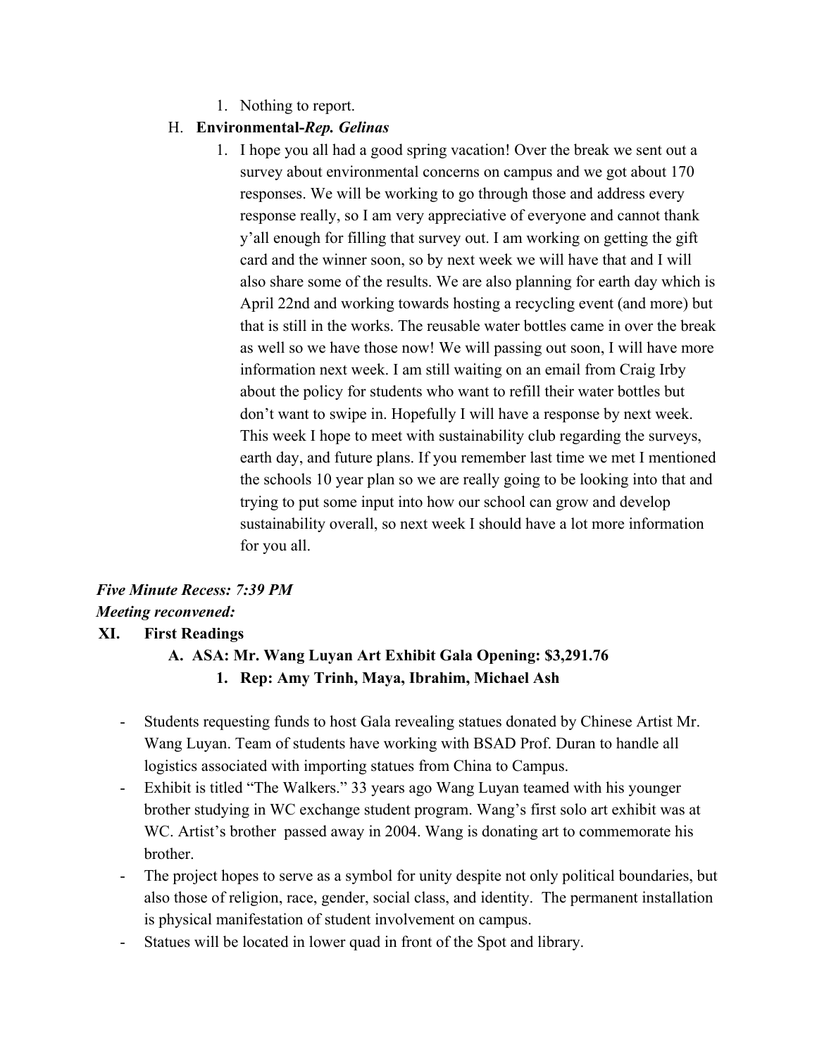1. Nothing to report.

H. **Environmental-*Rep. Gelinas***

1. I hope you all had a good spring vacation! Over the break we sent out a survey about environmental concerns on campus and we got about 170 responses. We will be working to go through those and address every response really, so I am very appreciative of everyone and cannot thank y'all enough for filling that survey out. I am working on getting the gift card and the winner soon, so by next week we will have that and I will also share some of the results. We are also planning for earth day which is April 22nd and working towards hosting a recycling event (and more) but that is still in the works. The reusable water bottles came in over the break as well so we have those now! We will passing out soon, I will have more information next week. I am still waiting on an email from Craig Irby about the policy for students who want to refill their water bottles but don't want to swipe in. Hopefully I will have a response by next week. This week I hope to meet with sustainability club regarding the surveys, earth day, and future plans. If you remember last time we met I mentioned the schools 10 year plan so we are really going to be looking into that and trying to put some input into how our school can grow and develop sustainability overall, so next week I should have a lot more information for you all.

***Five Minute Recess: 7:39 PM***

***Meeting reconvened:***

**XI. First Readings**

**A. ASA: Mr. Wang Luyan Art Exhibit Gala Opening: $3,291.76**

**1. Rep: Amy Trinh, Maya, Ibrahim, Michael Ash**

- Students requesting funds to host Gala revealing statues donated by Chinese Artist Mr. Wang Luyan. Team of students have working with BSAD Prof. Duran to handle all logistics associated with importing statues from China to Campus.
- Exhibit is titled "The Walkers." 33 years ago Wang Luyan teamed with his younger brother studying in WC exchange student program. Wang's first solo art exhibit was at WC. Artist's brother passed away in 2004. Wang is donating art to commemorate his brother.
- The project hopes to serve as a symbol for unity despite not only political boundaries, but also those of religion, race, gender, social class, and identity. The permanent installation is physical manifestation of student involvement on campus.
- Statues will be located in lower quad in front of the Spot and library.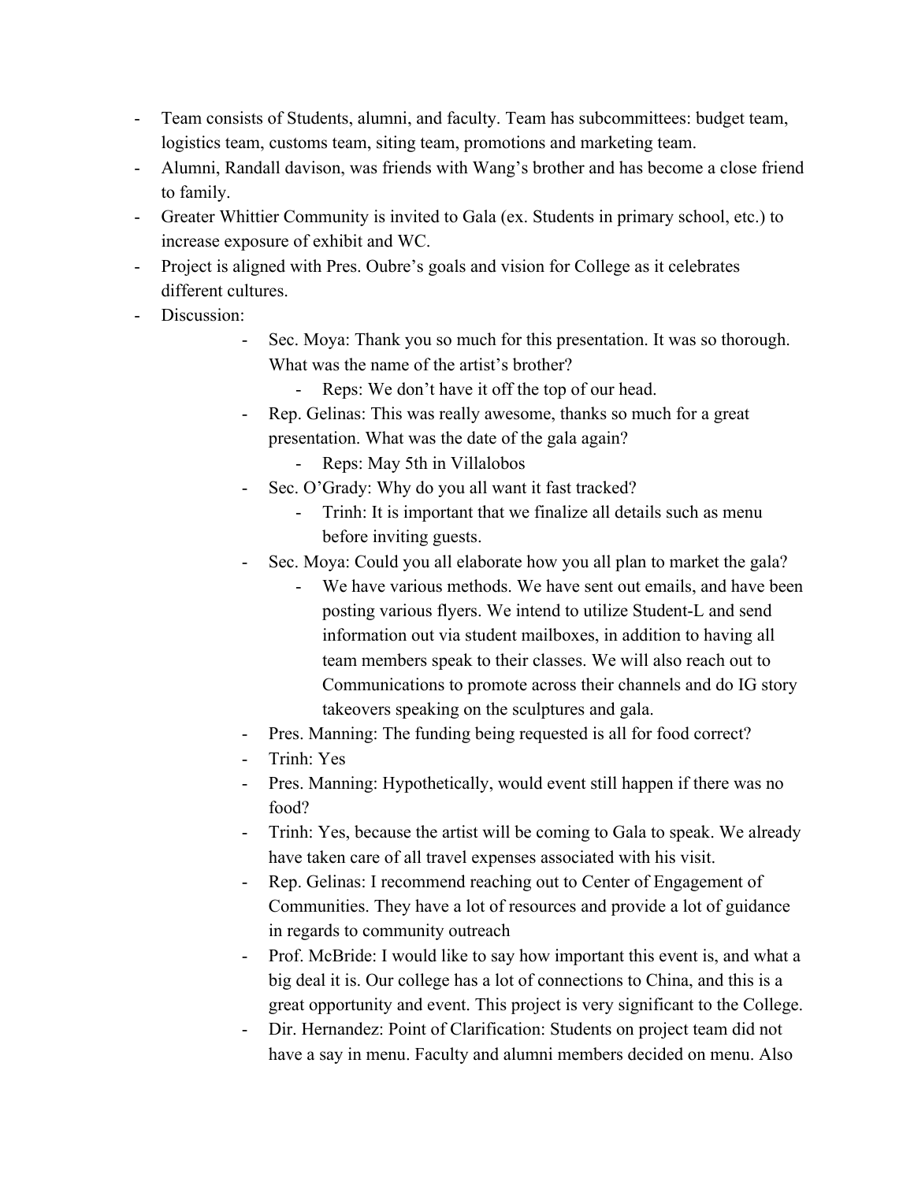- Team consists of Students, alumni, and faculty. Team has subcommittees: budget team, logistics team, customs team, siting team, promotions and marketing team.
- Alumni, Randall davison, was friends with Wang's brother and has become a close friend to family.
- Greater Whittier Community is invited to Gala (ex. Students in primary school, etc.) to increase exposure of exhibit and WC.
- Project is aligned with Pres. Oubre's goals and vision for College as it celebrates different cultures.
- Discussion:
  - Sec. Moya: Thank you so much for this presentation. It was so thorough. What was the name of the artist's brother?
    - Reps: We don't have it off the top of our head.
  - Rep. Gelinas: This was really awesome, thanks so much for a great presentation. What was the date of the gala again?
    - Reps: May 5th in Villalobos
  - Sec. O'Grady: Why do you all want it fast tracked?
    - Trinh: It is important that we finalize all details such as menu before inviting guests.
  - Sec. Moya: Could you all elaborate how you all plan to market the gala?
    - We have various methods. We have sent out emails, and have been posting various flyers. We intend to utilize Student-L and send information out via student mailboxes, in addition to having all team members speak to their classes. We will also reach out to Communications to promote across their channels and do IG story takeovers speaking on the sculptures and gala.
  - Pres. Manning: The funding being requested is all for food correct?
  - Trinh: Yes
  - Pres. Manning: Hypothetically, would event still happen if there was no food?
  - Trinh: Yes, because the artist will be coming to Gala to speak. We already have taken care of all travel expenses associated with his visit.
  - Rep. Gelinas: I recommend reaching out to Center of Engagement of Communities. They have a lot of resources and provide a lot of guidance in regards to community outreach
  - Prof. McBride: I would like to say how important this event is, and what a big deal it is. Our college has a lot of connections to China, and this is a great opportunity and event. This project is very significant to the College.
  - Dir. Hernandez: Point of Clarification: Students on project team did not have a say in menu. Faculty and alumni members decided on menu. Also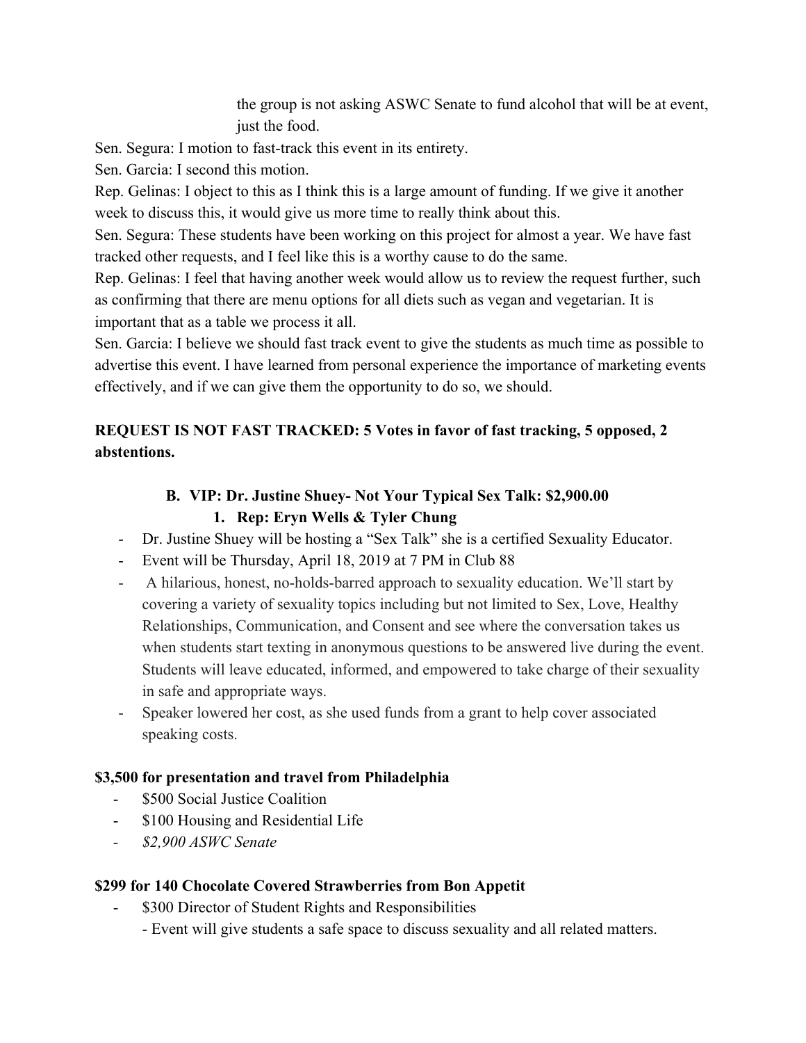the group is not asking ASWC Senate to fund alcohol that will be at event, just the food.

Sen. Segura: I motion to fast-track this event in its entirety.

Sen. Garcia: I second this motion.

Rep. Gelinas: I object to this as I think this is a large amount of funding. If we give it another week to discuss this, it would give us more time to really think about this.

Sen. Segura: These students have been working on this project for almost a year. We have fast tracked other requests, and I feel like this is a worthy cause to do the same.

Rep. Gelinas: I feel that having another week would allow us to review the request further, such as confirming that there are menu options for all diets such as vegan and vegetarian. It is important that as a table we process it all.

Sen. Garcia: I believe we should fast track event to give the students as much time as possible to advertise this event. I have learned from personal experience the importance of marketing events effectively, and if we can give them the opportunity to do so, we should.

**REQUEST IS NOT FAST TRACKED: 5 Votes in favor of fast tracking, 5 opposed, 2 abstentions.**

**B. VIP: Dr. Justine Shuey- Not Your Typical Sex Talk: $2,900.00**

**1. Rep: Eryn Wells & Tyler Chung**

- Dr. Justine Shuey will be hosting a "Sex Talk" she is a certified Sexuality Educator.
- Event will be Thursday, April 18, 2019 at 7 PM in Club 88
- A hilarious, honest, no-holds-barred approach to sexuality education. We'll start by covering a variety of sexuality topics including but not limited to Sex, Love, Healthy Relationships, Communication, and Consent and see where the conversation takes us when students start texting in anonymous questions to be answered live during the event. Students will leave educated, informed, and empowered to take charge of their sexuality in safe and appropriate ways.
- Speaker lowered her cost, as she used funds from a grant to help cover associated speaking costs.

**$3,500 for presentation and travel from Philadelphia**

- $500 Social Justice Coalition
- $100 Housing and Residential Life
- *$2,900 ASWC Senate*

**$299 for 140 Chocolate Covered Strawberries from Bon Appetit**

- $300 Director of Student Rights and Responsibilities
  - Event will give students a safe space to discuss sexuality and all related matters.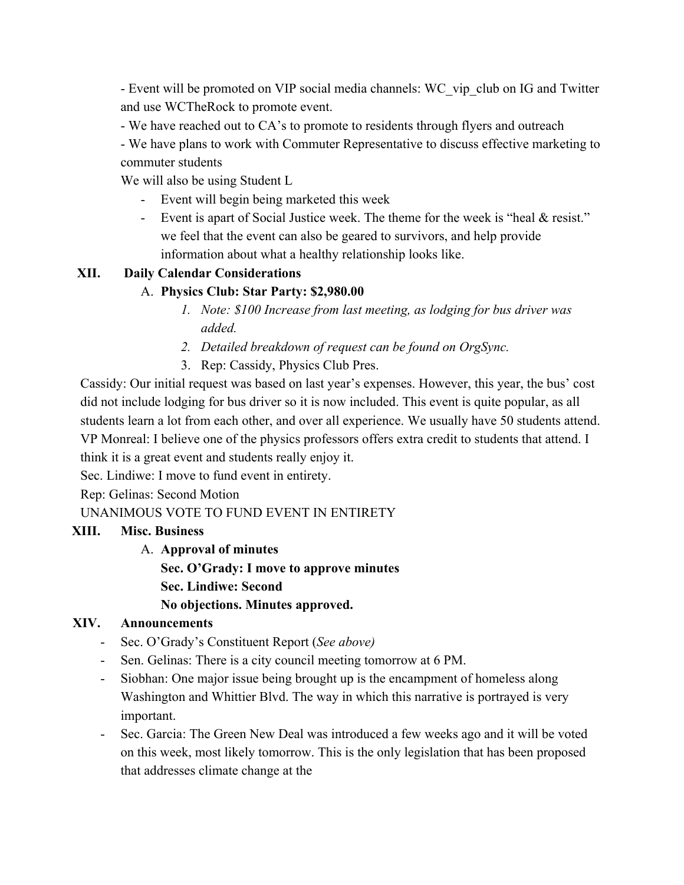- Event will be promoted on VIP social media channels: WC_vip_club on IG and Twitter and use WCTheRock to promote event.

- We have reached out to CA's to promote to residents through flyers and outreach

- We have plans to work with Commuter Representative to discuss effective marketing to commuter students

We will also be using Student L

- Event will begin being marketed this week
- Event is apart of Social Justice week. The theme for the week is "heal & resist." we feel that the event can also be geared to survivors, and help provide information about what a healthy relationship looks like.

## XII. Daily Calendar Considerations

A. **Physics Club: Star Party: $2,980.00**

1. *Note: $100 Increase from last meeting, as lodging for bus driver was added.*
2. *Detailed breakdown of request can be found on OrgSync.*
3. Rep: Cassidy, Physics Club Pres.

Cassidy: Our initial request was based on last year's expenses. However, this year, the bus' cost did not include lodging for bus driver so it is now included. This event is quite popular, as all students learn a lot from each other, and over all experience. We usually have 50 students attend.

VP Monreal: I believe one of the physics professors offers extra credit to students that attend. I think it is a great event and students really enjoy it.

Sec. Lindiwe: I move to fund event in entirety.

Rep: Gelinas: Second Motion

UNANIMOUS VOTE TO FUND EVENT IN ENTIRETY

## XIII. Misc. Business

A. **Approval of minutes**

**Sec. O'Grady: I move to approve minutes**

**Sec. Lindiwe: Second**

**No objections. Minutes approved.**

## XIV. Announcements

- Sec. O'Grady's Constituent Report (*See above)*
- Sen. Gelinas: There is a city council meeting tomorrow at 6 PM.
- Siobhan: One major issue being brought up is the encampment of homeless along Washington and Whittier Blvd. The way in which this narrative is portrayed is very important.
- Sec. Garcia: The Green New Deal was introduced a few weeks ago and it will be voted on this week, most likely tomorrow. This is the only legislation that has been proposed that addresses climate change at the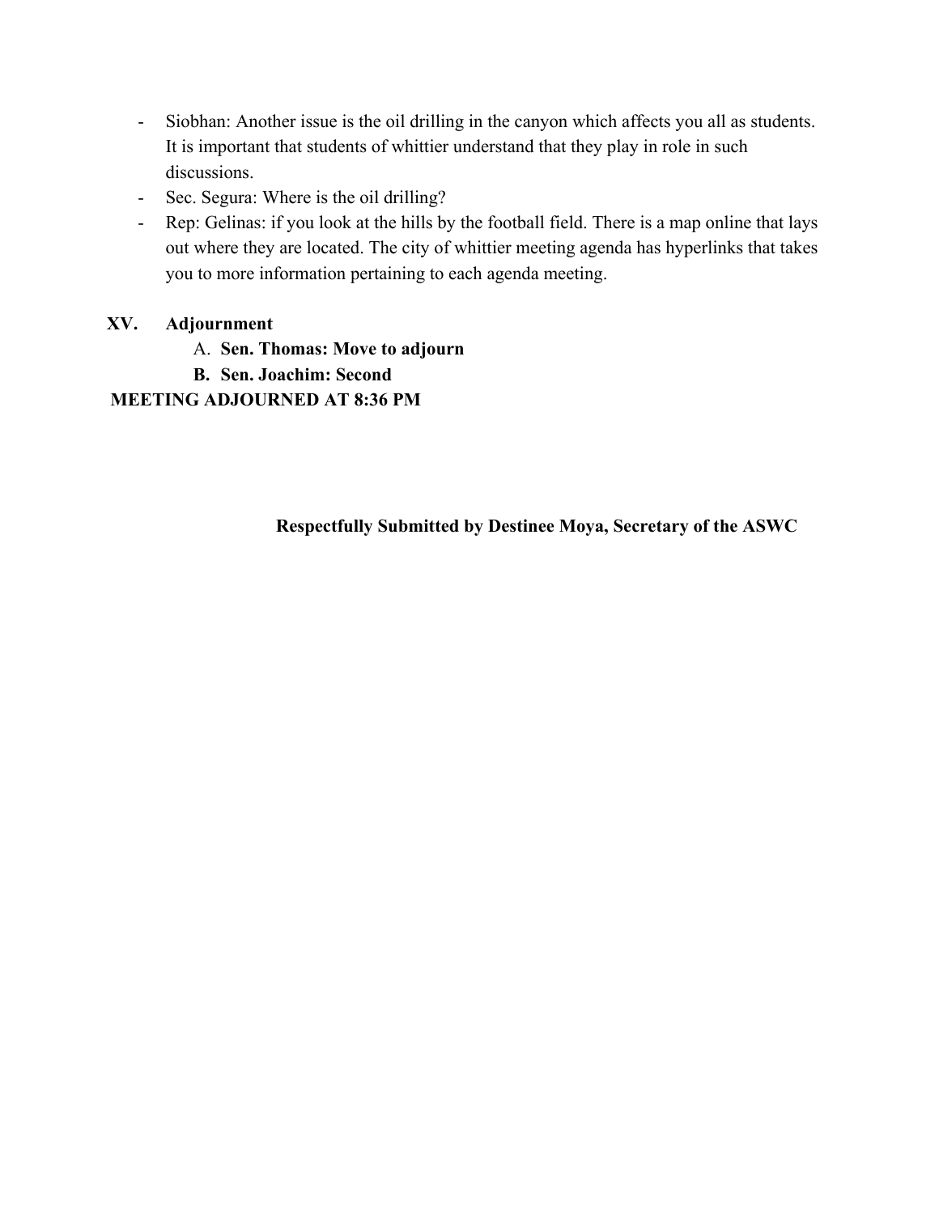- Siobhan: Another issue is the oil drilling in the canyon which affects you all as students. It is important that students of whittier understand that they play in role in such discussions.
- Sec. Segura: Where is the oil drilling?
- Rep: Gelinas: if you look at the hills by the football field. There is a map online that lays out where they are located. The city of whittier meeting agenda has hyperlinks that takes you to more information pertaining to each agenda meeting.

**XV. Adjournment**

A. **Sen. Thomas: Move to adjourn**

B. **Sen. Joachim: Second**

**MEETING ADJOURNED AT 8:36 PM**

**Respectfully Submitted by Destinee Moya, Secretary of the ASWC**